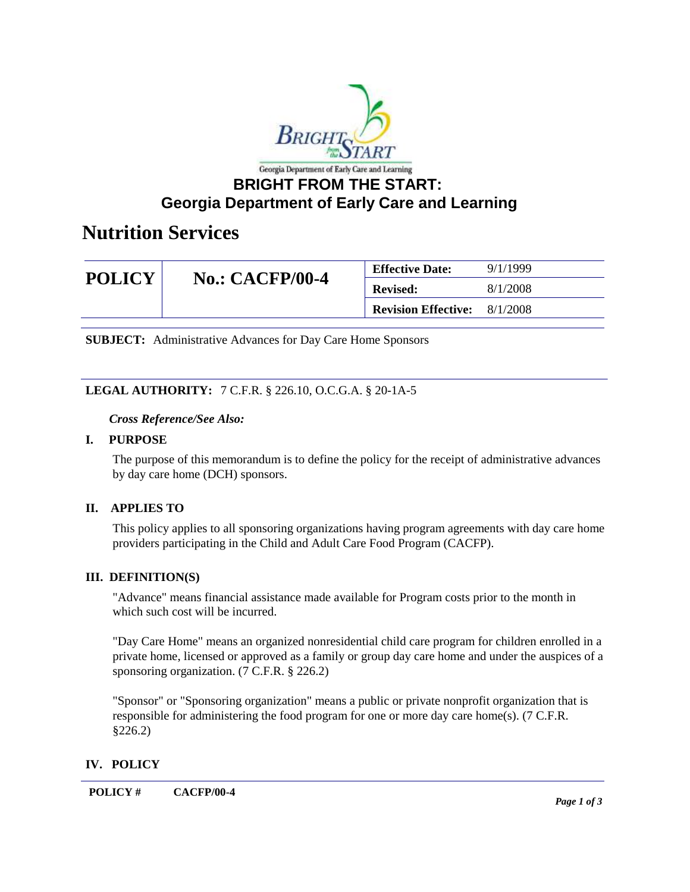# BRIGHT FROM THE START: Georgia Department of Early Care and Learning

## Nutrition Services

| POLICY | No.: CACFP/00-4 | Effective Date: | 9/1/1999 |
|---|---|---|---|
| | | Revised: | 8/1/2008 |
| | | Revision Effective: | 8/1/2008 |

**SUBJECT:** Administrative Advances for Day Care Home Sponsors

**LEGAL AUTHORITY:** 7 C.F.R. § 226.10, O.C.G.A. § 20-1A-5

*Cross Reference/See Also:*

### I. PURPOSE

The purpose of this memorandum is to define the policy for the receipt of administrative advances by day care home (DCH) sponsors.

### II. APPLIES TO

This policy applies to all sponsoring organizations having program agreements with day care home providers participating in the Child and Adult Care Food Program (CACFP).

### III. DEFINITION(S)

"Advance" means financial assistance made available for Program costs prior to the month in which such cost will be incurred.

"Day Care Home" means an organized nonresidential child care program for children enrolled in a private home, licensed or approved as a family or group day care home and under the auspices of a sponsoring organization. (7 C.F.R. § 226.2)

"Sponsor" or "Sponsoring organization" means a public or private nonprofit organization that is responsible for administering the food program for one or more day care home(s). (7 C.F.R. §226.2)

### IV. POLICY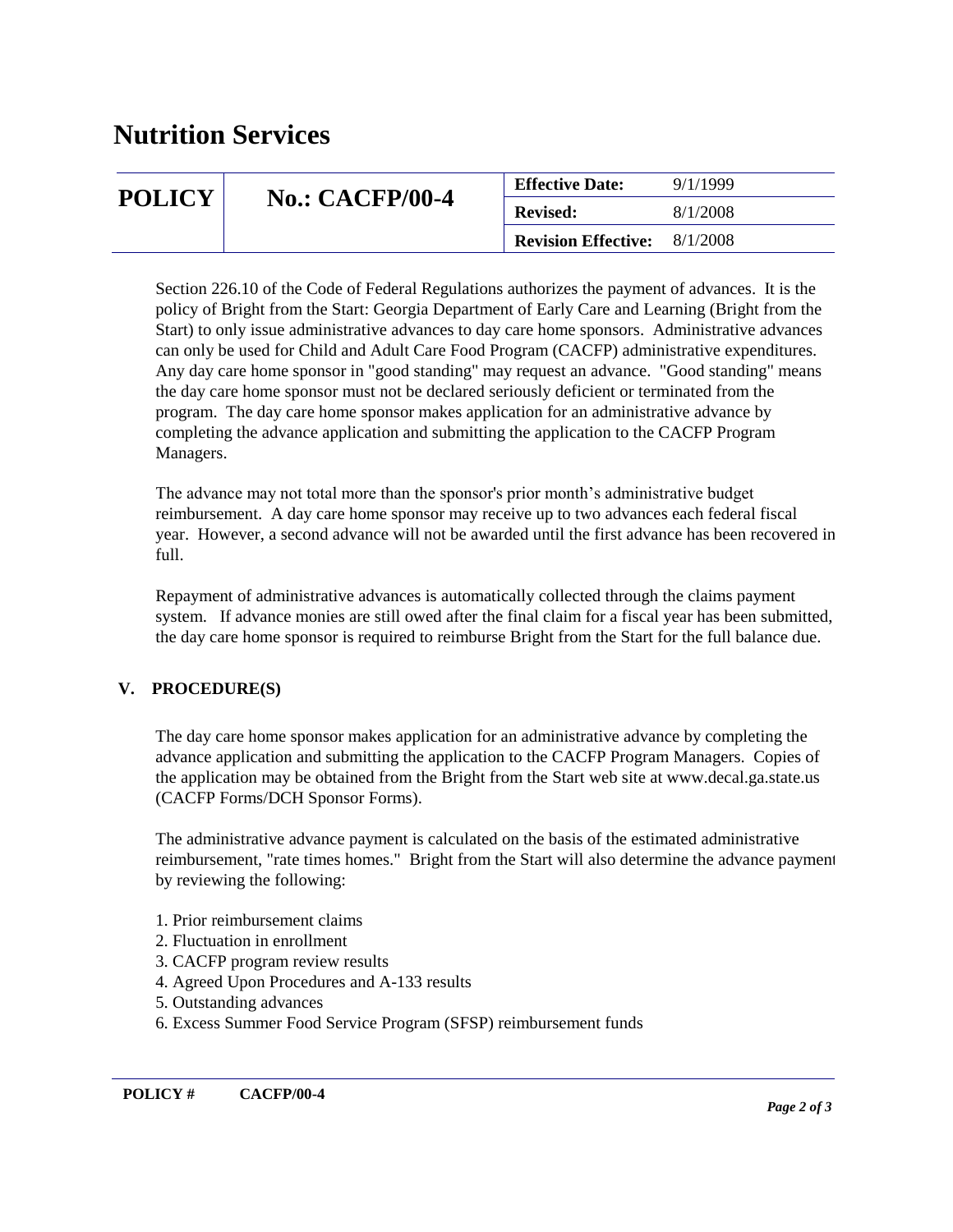# Nutrition Services

| POLICY | No.: CACFP/00-4 | Effective Date: | 9/1/1999 |
|---|---|---|---|
| | | Revised: | 8/1/2008 |
| | | Revision Effective: | 8/1/2008 |

Section 226.10 of the Code of Federal Regulations authorizes the payment of advances. It is the policy of Bright from the Start: Georgia Department of Early Care and Learning (Bright from the Start) to only issue administrative advances to day care home sponsors. Administrative advances can only be used for Child and Adult Care Food Program (CACFP) administrative expenditures. Any day care home sponsor in "good standing" may request an advance. "Good standing" means the day care home sponsor must not be declared seriously deficient or terminated from the program. The day care home sponsor makes application for an administrative advance by completing the advance application and submitting the application to the CACFP Program Managers.

The advance may not total more than the sponsor's prior month's administrative budget reimbursement. A day care home sponsor may receive up to two advances each federal fiscal year. However, a second advance will not be awarded until the first advance has been recovered in full.

Repayment of administrative advances is automatically collected through the claims payment system. If advance monies are still owed after the final claim for a fiscal year has been submitted, the day care home sponsor is required to reimburse Bright from the Start for the full balance due.

## V. PROCEDURE(S)

The day care home sponsor makes application for an administrative advance by completing the advance application and submitting the application to the CACFP Program Managers. Copies of the application may be obtained from the Bright from the Start web site at www.decal.ga.state.us (CACFP Forms/DCH Sponsor Forms).

The administrative advance payment is calculated on the basis of the estimated administrative reimbursement, "rate times homes." Bright from the Start will also determine the advance payment by reviewing the following:

1. Prior reimbursement claims
2. Fluctuation in enrollment
3. CACFP program review results
4. Agreed Upon Procedures and A-133 results
5. Outstanding advances
6. Excess Summer Food Service Program (SFSP) reimbursement funds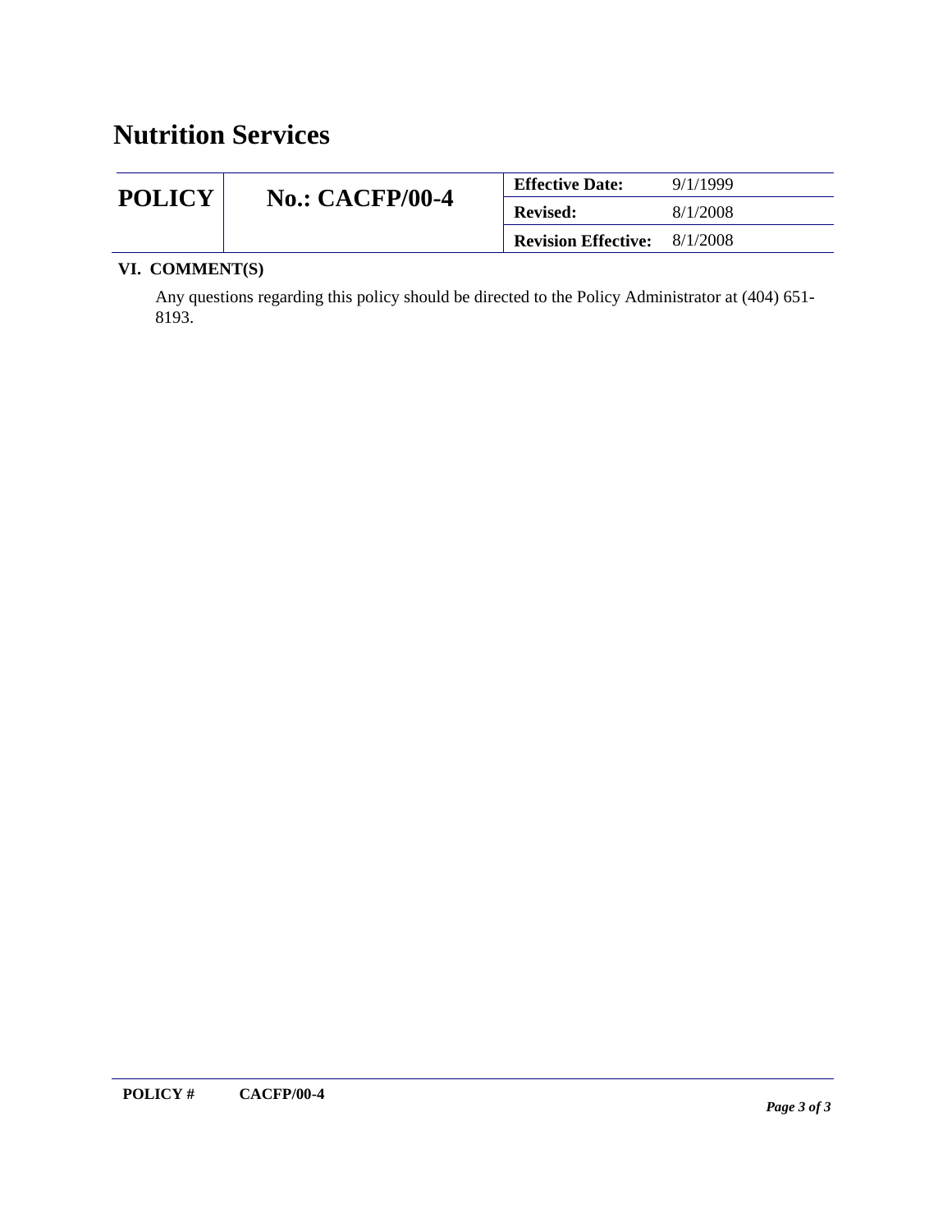# Nutrition Services

| | | | |
|---|---|---|---|
| **POLICY** | **No.: CACFP/00-4** | **Effective Date:** | 9/1/1999 |
| | | **Revised:** | 8/1/2008 |
| | | **Revision Effective:** | 8/1/2008 |

**VI. COMMENT(S)**

Any questions regarding this policy should be directed to the Policy Administrator at (404) 651-8193.